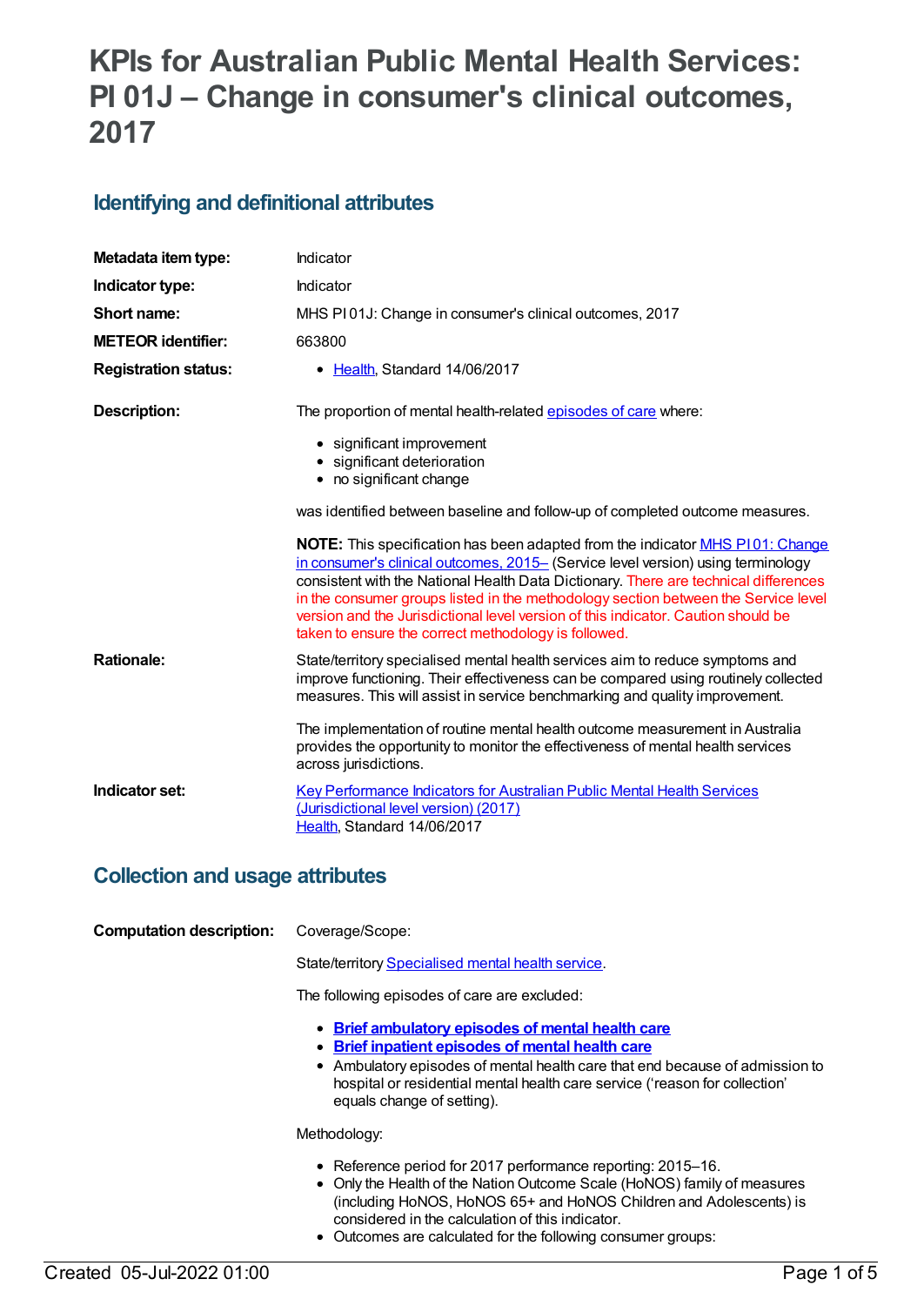# KPIs for Australian Public Mental Health Services: PI 01J – Change in consumer's clinical outcomes, 2017

## Identifying and definitional attributes

| | |
|---|---|
| **Metadata item type:** | Indicator |
| **Indicator type:** | Indicator |
| **Short name:** | MHS PI 01J: Change in consumer's clinical outcomes, 2017 |
| **METEOR identifier:** | 663800 |
| **Registration status:** | • Health, Standard 14/06/2017 |

**Description:**

The proportion of mental health-related episodes of care where:

- significant improvement
- significant deterioration
- no significant change

was identified between baseline and follow-up of completed outcome measures.

**NOTE:** This specification has been adapted from the indicator MHS PI 01: Change in consumer's clinical outcomes, 2015– (Service level version) using terminology consistent with the National Health Data Dictionary. There are technical differences in the consumer groups listed in the methodology section between the Service level version and the Jurisdictional level version of this indicator. Caution should be taken to ensure the correct methodology is followed.

**Rationale:**

State/territory specialised mental health services aim to reduce symptoms and improve functioning. Their effectiveness can be compared using routinely collected measures. This will assist in service benchmarking and quality improvement.

The implementation of routine mental health outcome measurement in Australia provides the opportunity to monitor the effectiveness of mental health services across jurisdictions.

**Indicator set:**

Key Performance Indicators for Australian Public Mental Health Services (Jurisdictional level version) (2017)
Health, Standard 14/06/2017

## Collection and usage attributes

**Computation description:**

Coverage/Scope:

State/territory Specialised mental health service.

The following episodes of care are excluded:

- **Brief ambulatory episodes of mental health care**
- **Brief inpatient episodes of mental health care**
- Ambulatory episodes of mental health care that end because of admission to hospital or residential mental health care service ('reason for collection' equals change of setting).

Methodology:

- Reference period for 2017 performance reporting: 2015–16.
- Only the Health of the Nation Outcome Scale (HoNOS) family of measures (including HoNOS, HoNOS 65+ and HoNOS Children and Adolescents) is considered in the calculation of this indicator.
- Outcomes are calculated for the following consumer groups: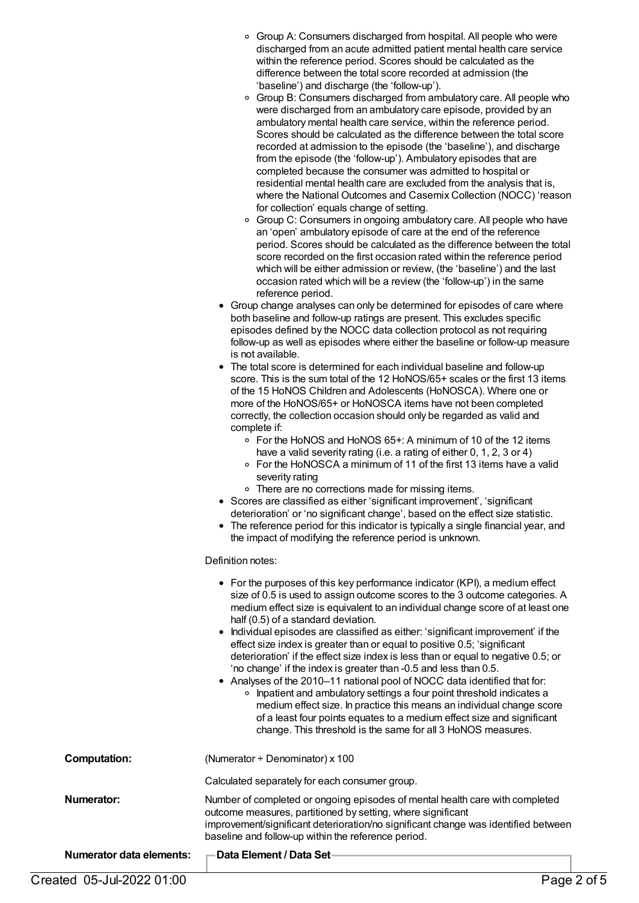- Group A: Consumers discharged from hospital. All people who were discharged from an acute admitted patient mental health care service within the reference period. Scores should be calculated as the difference between the total score recorded at admission (the 'baseline') and discharge (the 'follow-up').
- Group B: Consumers discharged from ambulatory care. All people who were discharged from an ambulatory care episode, provided by an ambulatory mental health care service, within the reference period. Scores should be calculated as the difference between the total score recorded at admission to the episode (the 'baseline'), and discharge from the episode (the 'follow-up'). Ambulatory episodes that are completed because the consumer was admitted to hospital or residential mental health care are excluded from the analysis that is, where the National Outcomes and Casemix Collection (NOCC) 'reason for collection' equals change of setting.
- Group C: Consumers in ongoing ambulatory care. All people who have an 'open' ambulatory episode of care at the end of the reference period. Scores should be calculated as the difference between the total score recorded on the first occasion rated within the reference period which will be either admission or review, (the 'baseline') and the last occasion rated which will be a review (the 'follow-up') in the same reference period.

- Group change analyses can only be determined for episodes of care where both baseline and follow-up ratings are present. This excludes specific episodes defined by the NOCC data collection protocol as not requiring follow-up as well as episodes where either the baseline or follow-up measure is not available.
- The total score is determined for each individual baseline and follow-up score. This is the sum total of the 12 HoNOS/65+ scales or the first 13 items of the 15 HoNOS Children and Adolescents (HoNOSCA). Where one or more of the HoNOS/65+ or HoNOSCA items have not been completed correctly, the collection occasion should only be regarded as valid and complete if:
  - For the HoNOS and HoNOS 65+: A minimum of 10 of the 12 items have a valid severity rating (i.e. a rating of either 0, 1, 2, 3 or 4)
  - For the HoNOSCA a minimum of 11 of the first 13 items have a valid severity rating
  - There are no corrections made for missing items.
- Scores are classified as either 'significant improvement', 'significant deterioration' or 'no significant change', based on the effect size statistic.
- The reference period for this indicator is typically a single financial year, and the impact of modifying the reference period is unknown.

Definition notes:

- For the purposes of this key performance indicator (KPI), a medium effect size of 0.5 is used to assign outcome scores to the 3 outcome categories. A medium effect size is equivalent to an individual change score of at least one half (0.5) of a standard deviation.
- Individual episodes are classified as either: 'significant improvement' if the effect size index is greater than or equal to positive 0.5; 'significant deterioration' if the effect size index is less than or equal to negative 0.5; or 'no change' if the index is greater than -0.5 and less than 0.5.
- Analyses of the 2010–11 national pool of NOCC data identified that for:
  - Inpatient and ambulatory settings a four point threshold indicates a medium effect size. In practice this means an individual change score of a least four points equates to a medium effect size and significant change. This threshold is the same for all 3 HoNOS measures.

**Computation:** (Numerator ÷ Denominator) x 100

Calculated separately for each consumer group.

**Numerator:** Number of completed or ongoing episodes of mental health care with completed outcome measures, partitioned by setting, where significant improvement/significant deterioration/no significant change was identified between baseline and follow-up within the reference period.

**Numerator data elements:**

**Data Element / Data Set**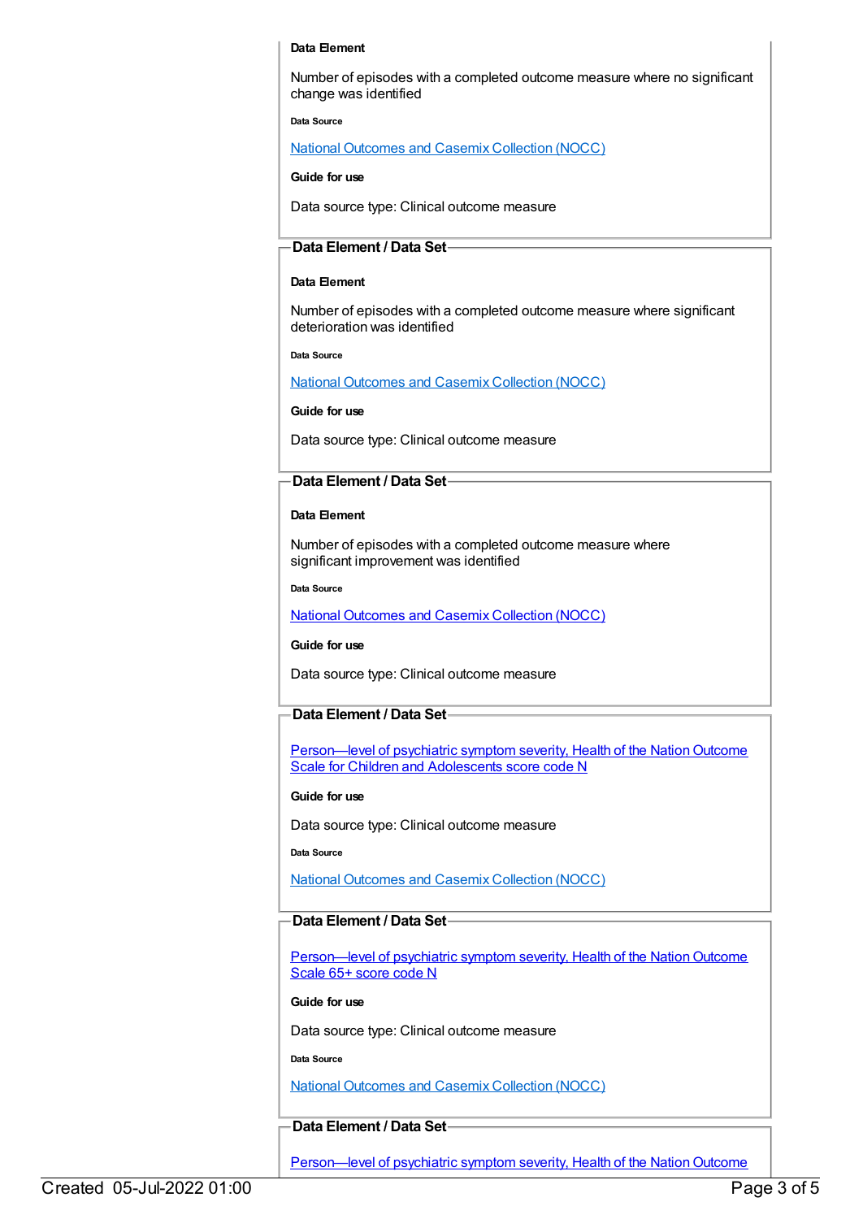**Data Element**

Number of episodes with a completed outcome measure where no significant change was identified

**Data Source**

National Outcomes and Casemix Collection (NOCC)

**Guide for use**

Data source type: Clinical outcome measure

**Data Element / Data Set**

**Data Element**

Number of episodes with a completed outcome measure where significant deterioration was identified

**Data Source**

National Outcomes and Casemix Collection (NOCC)

**Guide for use**

Data source type: Clinical outcome measure

**Data Element / Data Set**

**Data Element**

Number of episodes with a completed outcome measure where significant improvement was identified

**Data Source**

National Outcomes and Casemix Collection (NOCC)

**Guide for use**

Data source type: Clinical outcome measure

**Data Element / Data Set**

Person—level of psychiatric symptom severity, Health of the Nation Outcome Scale for Children and Adolescents score code N

**Guide for use**

Data source type: Clinical outcome measure

**Data Source**

National Outcomes and Casemix Collection (NOCC)

**Data Element / Data Set**

Person—level of psychiatric symptom severity, Health of the Nation Outcome Scale 65+ score code N

**Guide for use**

Data source type: Clinical outcome measure

**Data Source**

National Outcomes and Casemix Collection (NOCC)

**Data Element / Data Set**

Person—level of psychiatric symptom severity, Health of the Nation Outcome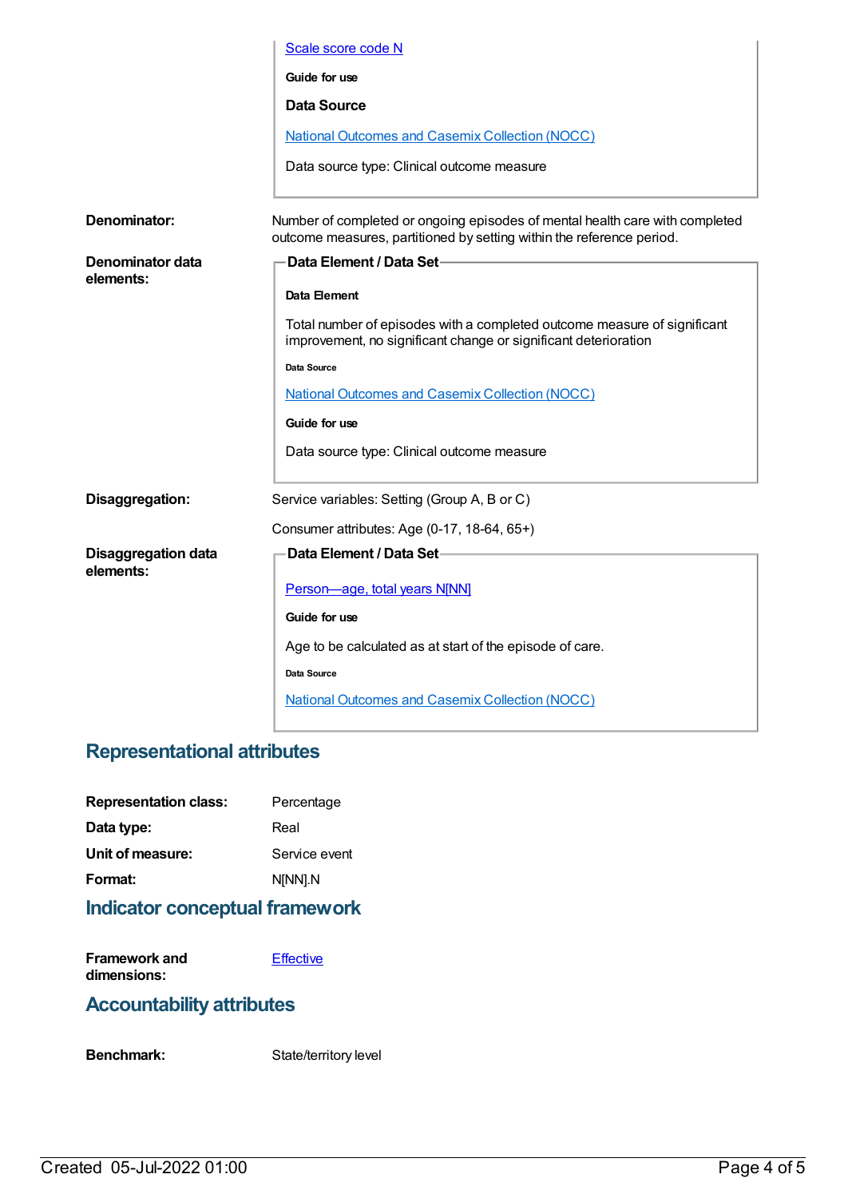Scale score code N

Guide for use

**Data Source**

National Outcomes and Casemix Collection (NOCC)

Data source type: Clinical outcome measure

**Denominator:** Number of completed or ongoing episodes of mental health care with completed outcome measures, partitioned by setting within the reference period.

**Denominator data elements:**

**Data Element / Data Set**

**Data Element**

Total number of episodes with a completed outcome measure of significant improvement, no significant change or significant deterioration

**Data Source**

National Outcomes and Casemix Collection (NOCC)

**Guide for use**

Data source type: Clinical outcome measure

**Disaggregation:** Service variables: Setting (Group A, B or C)

Consumer attributes: Age (0-17, 18-64, 65+)

**Disaggregation data elements:**

**Data Element / Data Set**

Person—age, total years N[NN]

**Guide for use**

Age to be calculated as at start of the episode of care.

**Data Source**

National Outcomes and Casemix Collection (NOCC)

## Representational attributes

**Representation class:** Percentage

**Data type:** Real

**Unit of measure:** Service event

**Format:** N[NN].N

## Indicator conceptual framework

**Framework and dimensions:** Effective

## Accountability attributes

**Benchmark:** State/territory level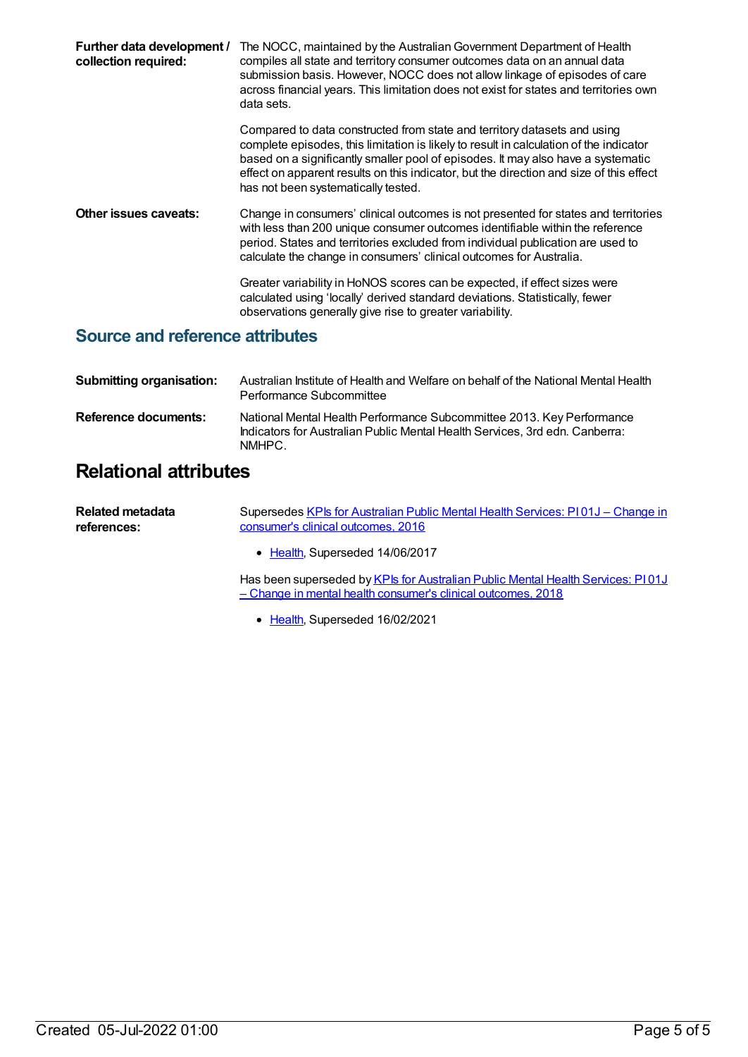**Further data development / collection required:**

The NOCC, maintained by the Australian Government Department of Health compiles all state and territory consumer outcomes data on an annual data submission basis. However, NOCC does not allow linkage of episodes of care across financial years. This limitation does not exist for states and territories own data sets.

Compared to data constructed from state and territory datasets and using complete episodes, this limitation is likely to result in calculation of the indicator based on a significantly smaller pool of episodes. It may also have a systematic effect on apparent results on this indicator, but the direction and size of this effect has not been systematically tested.

**Other issues caveats:**

Change in consumers' clinical outcomes is not presented for states and territories with less than 200 unique consumer outcomes identifiable within the reference period. States and territories excluded from individual publication are used to calculate the change in consumers' clinical outcomes for Australia.

Greater variability in HoNOS scores can be expected, if effect sizes were calculated using 'locally' derived standard deviations. Statistically, fewer observations generally give rise to greater variability.

## Source and reference attributes

**Submitting organisation:** Australian Institute of Health and Welfare on behalf of the National Mental Health Performance Subcommittee

**Reference documents:** National Mental Health Performance Subcommittee 2013. Key Performance Indicators for Australian Public Mental Health Services, 3rd edn. Canberra: NMHPC.

# Relational attributes

**Related metadata references:**

Supersedes KPIs for Australian Public Mental Health Services: PI 01J – Change in consumer's clinical outcomes, 2016

- Health, Superseded 14/06/2017

Has been superseded by KPIs for Australian Public Mental Health Services: PI 01J – Change in mental health consumer's clinical outcomes, 2018

- Health, Superseded 16/02/2021